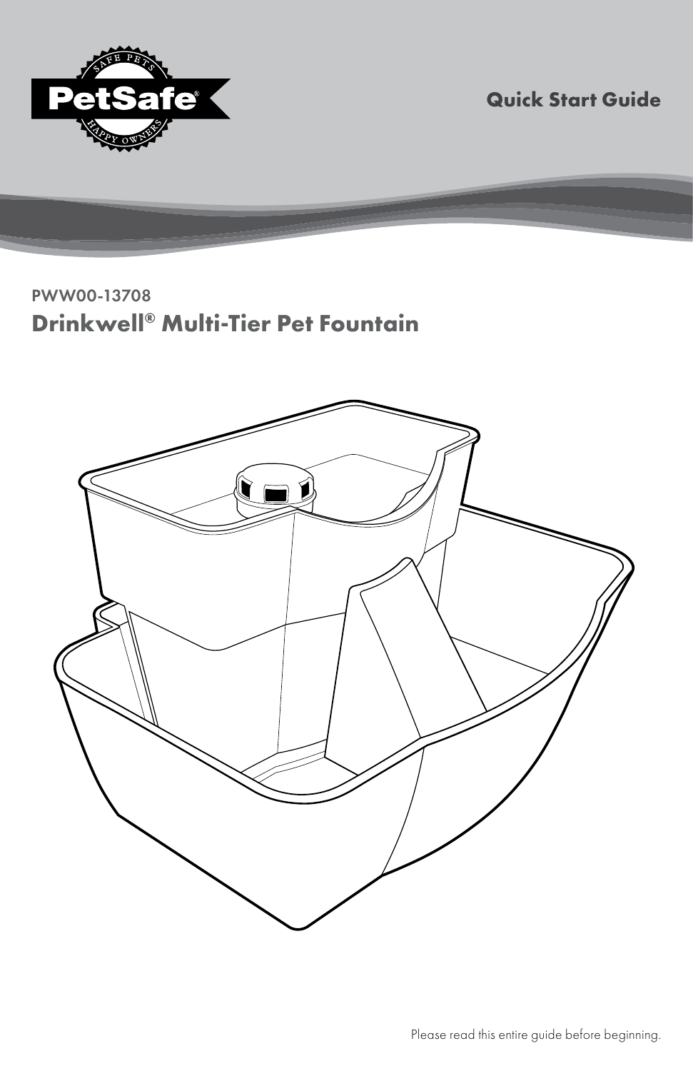PetSafe®

SAFE PETS HAPPY OWNERS

**Quick Start Guide**

PWW00-13708

# Drinkwell® Multi-Tier Pet Fountain

Please read this entire guide before beginning.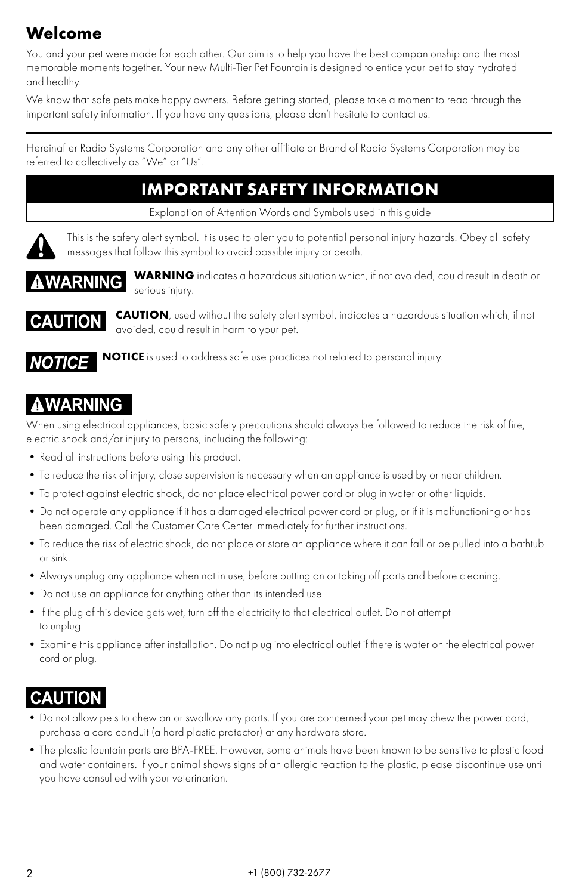## Welcome

You and your pet were made for each other. Our aim is to help you have the best companionship and the most memorable moments together. Your new Multi-Tier Pet Fountain is designed to entice your pet to stay hydrated and healthy.

We know that safe pets make happy owners. Before getting started, please take a moment to read through the important safety information. If you have any questions, please don't hesitate to contact us.

---

Hereinafter Radio Systems Corporation and any other affiliate or Brand of Radio Systems Corporation may be referred to collectively as "We" or "Us".

## IMPORTANT SAFETY INFORMATION

Explanation of Attention Words and Symbols used in this guide

This is the safety alert symbol. It is used to alert you to potential personal injury hazards. Obey all safety messages that follow this symbol to avoid possible injury or death.

**⚠WARNING** — **WARNING** indicates a hazardous situation which, if not avoided, could result in death or serious injury.

**CAUTION** — **CAUTION**, used without the safety alert symbol, indicates a hazardous situation which, if not avoided, could result in harm to your pet.

***NOTICE*** — **NOTICE** is used to address safe use practices not related to personal injury.

---

### ⚠WARNING

When using electrical appliances, basic safety precautions should always be followed to reduce the risk of fire, electric shock and/or injury to persons, including the following:

- Read all instructions before using this product.
- To reduce the risk of injury, close supervision is necessary when an appliance is used by or near children.
- To protect against electric shock, do not place electrical power cord or plug in water or other liquids.
- Do not operate any appliance if it has a damaged electrical power cord or plug, or if it is malfunctioning or has been damaged. Call the Customer Care Center immediately for further instructions.
- To reduce the risk of electric shock, do not place or store an appliance where it can fall or be pulled into a bathtub or sink.
- Always unplug any appliance when not in use, before putting on or taking off parts and before cleaning.
- Do not use an appliance for anything other than its intended use.
- If the plug of this device gets wet, turn off the electricity to that electrical outlet. Do not attempt to unplug.
- Examine this appliance after installation. Do not plug into electrical outlet if there is water on the electrical power cord or plug.

### CAUTION

- Do not allow pets to chew on or swallow any parts. If you are concerned your pet may chew the power cord, purchase a cord conduit (a hard plastic protector) at any hardware store.
- The plastic fountain parts are BPA-FREE. However, some animals have been known to be sensitive to plastic food and water containers. If your animal shows signs of an allergic reaction to the plastic, please discontinue use until you have consulted with your veterinarian.

+1 (800) 732-2677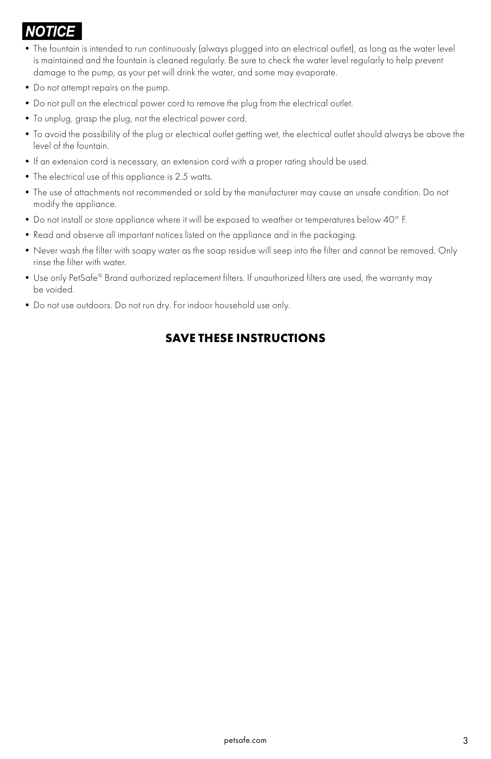## NOTICE

- The fountain is intended to run continuously (always plugged into an electrical outlet), as long as the water level is maintained and the fountain is cleaned regularly. Be sure to check the water level regularly to help prevent damage to the pump, as your pet will drink the water, and some may evaporate.
- Do not attempt repairs on the pump.
- Do not pull on the electrical power cord to remove the plug from the electrical outlet.
- To unplug, grasp the plug, not the electrical power cord.
- To avoid the possibility of the plug or electrical outlet getting wet, the electrical outlet should always be above the level of the fountain.
- If an extension cord is necessary, an extension cord with a proper rating should be used.
- The electrical use of this appliance is 2.5 watts.
- The use of attachments not recommended or sold by the manufacturer may cause an unsafe condition. Do not modify the appliance.
- Do not install or store appliance where it will be exposed to weather or temperatures below 40° F.
- Read and observe all important notices listed on the appliance and in the packaging.
- Never wash the filter with soapy water as the soap residue will seep into the filter and cannot be removed. Only rinse the filter with water.
- Use only PetSafe® Brand authorized replacement filters. If unauthorized filters are used, the warranty may be voided.
- Do not use outdoors. Do not run dry. For indoor household use only.

**SAVE THESE INSTRUCTIONS**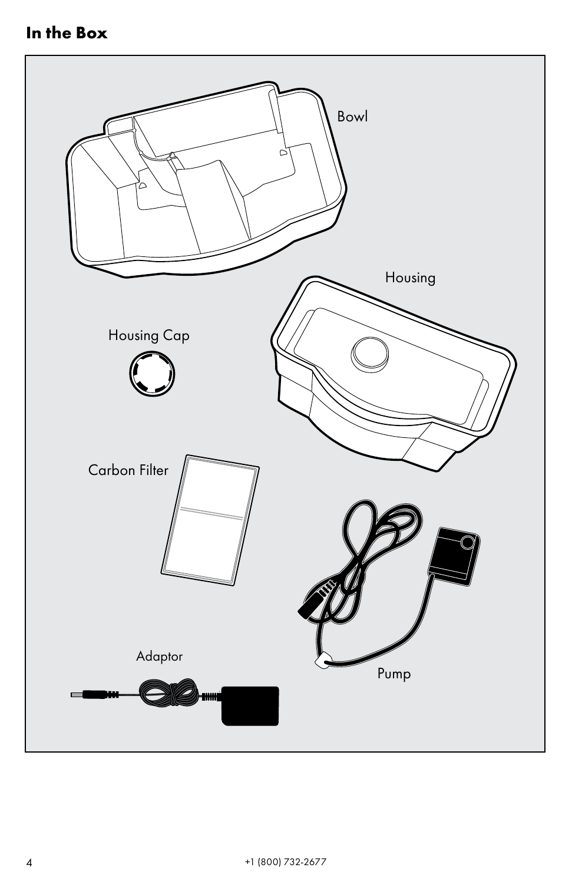## In the Box

Bowl

Housing

Housing Cap

Carbon Filter

Adaptor

Pump

+1 (800) 732-2677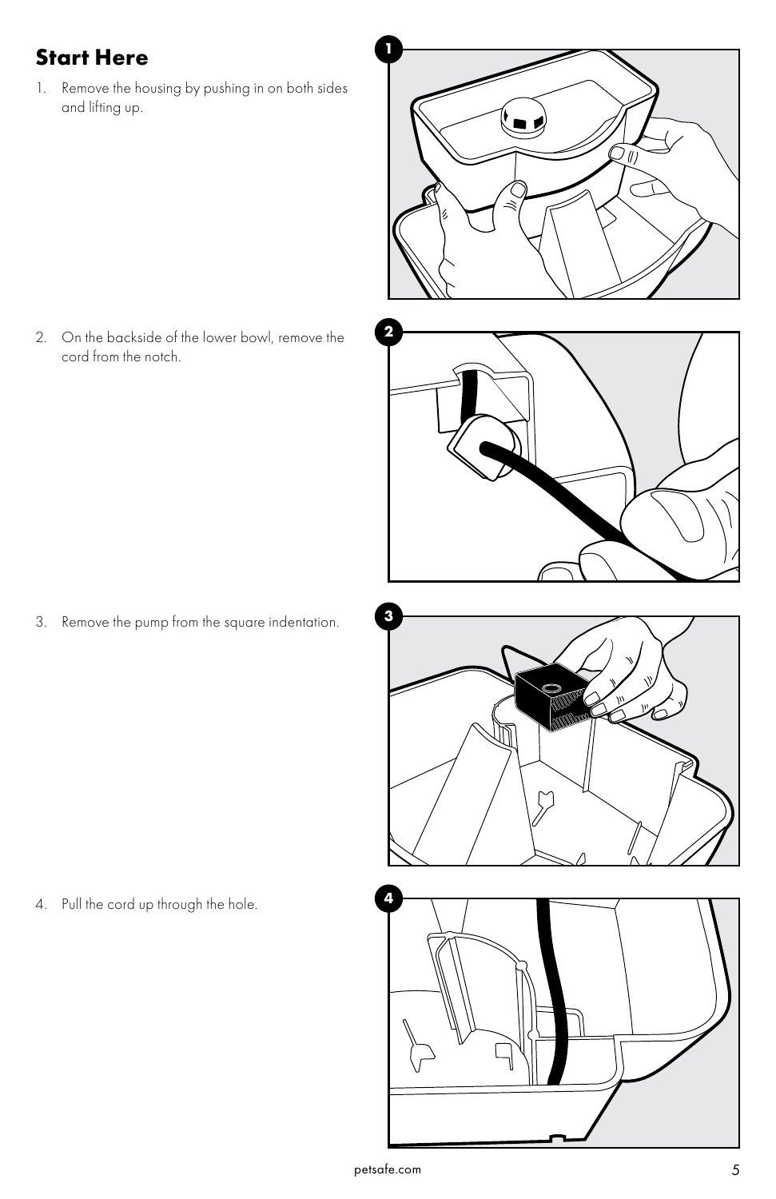## Start Here

1. Remove the housing by pushing in on both sides and lifting up.

2. On the backside of the lower bowl, remove the cord from the notch.

3. Remove the pump from the square indentation.

4. Pull the cord up through the hole.

petsafe.com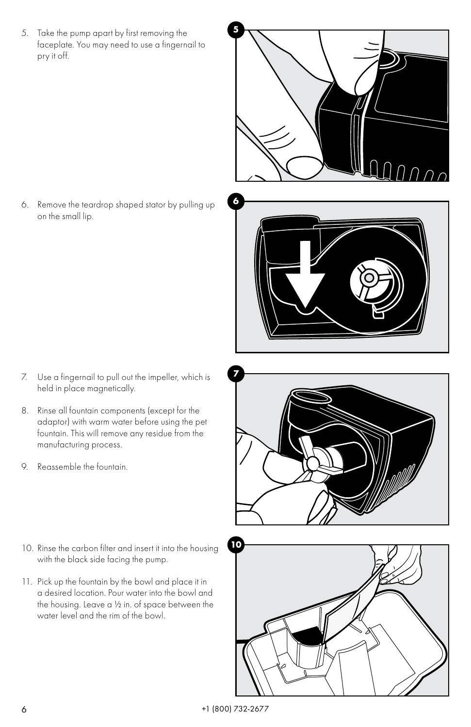5. Take the pump apart by first removing the faceplate. You may need to use a fingernail to pry it off.

6. Remove the teardrop shaped stator by pulling up on the small lip.

7. Use a fingernail to pull out the impeller, which is held in place magnetically.

8. Rinse all fountain components (except for the adaptor) with warm water before using the pet fountain. This will remove any residue from the manufacturing process.

9. Reassemble the fountain.

10. Rinse the carbon filter and insert it into the housing with the black side facing the pump.

11. Pick up the fountain by the bowl and place it in a desired location. Pour water into the bowl and the housing. Leave a ½ in. of space between the water level and the rim of the bowl.

+1 (800) 732-2677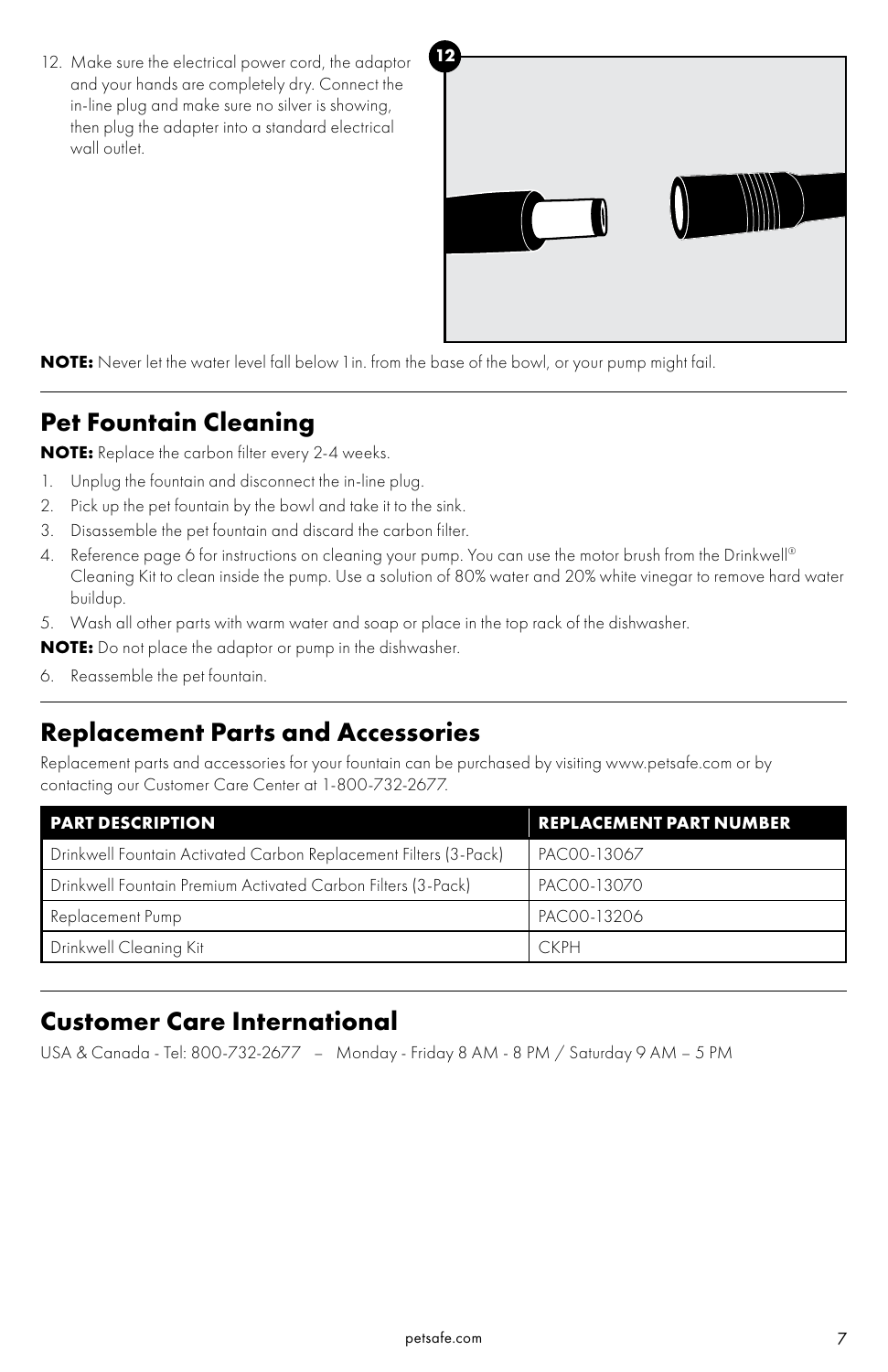12. Make sure the electrical power cord, the adaptor and your hands are completely dry. Connect the in-line plug and make sure no silver is showing, then plug the adapter into a standard electrical wall outlet.

**NOTE:** Never let the water level fall below 1in. from the base of the bowl, or your pump might fail.

## Pet Fountain Cleaning

**NOTE:** Replace the carbon filter every 2-4 weeks.

1. Unplug the fountain and disconnect the in-line plug.
2. Pick up the pet fountain by the bowl and take it to the sink.
3. Disassemble the pet fountain and discard the carbon filter.
4. Reference page 6 for instructions on cleaning your pump. You can use the motor brush from the Drinkwell® Cleaning Kit to clean inside the pump. Use a solution of 80% water and 20% white vinegar to remove hard water buildup.
5. Wash all other parts with warm water and soap or place in the top rack of the dishwasher.

**NOTE:** Do not place the adaptor or pump in the dishwasher.

6. Reassemble the pet fountain.

## Replacement Parts and Accessories

Replacement parts and accessories for your fountain can be purchased by visiting www.petsafe.com or by contacting our Customer Care Center at 1-800-732-2677.

| PART DESCRIPTION | REPLACEMENT PART NUMBER |
| --- | --- |
| Drinkwell Fountain Activated Carbon Replacement Filters (3-Pack) | PAC00-13067 |
| Drinkwell Fountain Premium Activated Carbon Filters (3-Pack) | PAC00-13070 |
| Replacement Pump | PAC00-13206 |
| Drinkwell Cleaning Kit | CKPH |

## Customer Care International

USA & Canada - Tel: 800-732-2677 – Monday - Friday 8 AM - 8 PM / Saturday 9 AM – 5 PM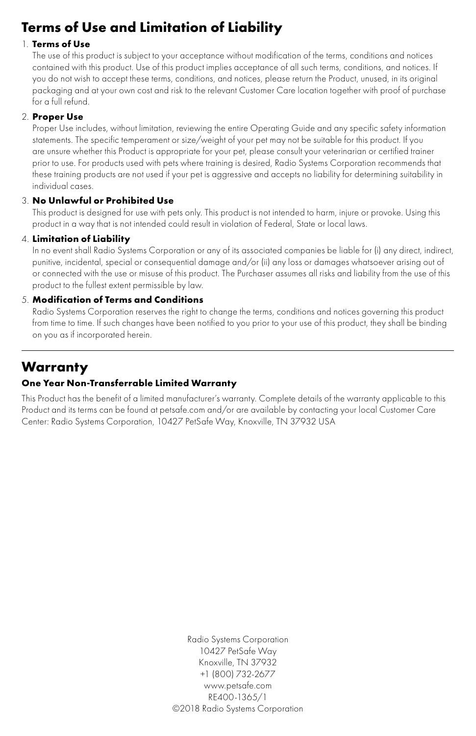# Terms of Use and Limitation of Liability

1. **Terms of Use**
   The use of this product is subject to your acceptance without modification of the terms, conditions and notices contained with this product. Use of this product implies acceptance of all such terms, conditions, and notices. If you do not wish to accept these terms, conditions, and notices, please return the Product, unused, in its original packaging and at your own cost and risk to the relevant Customer Care location together with proof of purchase for a full refund.

2. **Proper Use**
   Proper Use includes, without limitation, reviewing the entire Operating Guide and any specific safety information statements. The specific temperament or size/weight of your pet may not be suitable for this product. If you are unsure whether this Product is appropriate for your pet, please consult your veterinarian or certified trainer prior to use. For products used with pets where training is desired, Radio Systems Corporation recommends that these training products are not used if your pet is aggressive and accepts no liability for determining suitability in individual cases.

3. **No Unlawful or Prohibited Use**
   This product is designed for use with pets only. This product is not intended to harm, injure or provoke. Using this product in a way that is not intended could result in violation of Federal, State or local laws.

4. **Limitation of Liability**
   In no event shall Radio Systems Corporation or any of its associated companies be liable for (i) any direct, indirect, punitive, incidental, special or consequential damage and/or (ii) any loss or damages whatsoever arising out of or connected with the use or misuse of this product. The Purchaser assumes all risks and liability from the use of this product to the fullest extent permissible by law.

5. **Modification of Terms and Conditions**
   Radio Systems Corporation reserves the right to change the terms, conditions and notices governing this product from time to time. If such changes have been notified to you prior to your use of this product, they shall be binding on you as if incorporated herein.

---

# Warranty

**One Year Non-Transferrable Limited Warranty**

This Product has the benefit of a limited manufacturer's warranty. Complete details of the warranty applicable to this Product and its terms can be found at petsafe.com and/or are available by contacting your local Customer Care Center: Radio Systems Corporation, 10427 PetSafe Way, Knoxville, TN 37932 USA

Radio Systems Corporation
10427 PetSafe Way
Knoxville, TN 37932
+1 (800) 732-2677
www.petsafe.com
RE400-1365/1
©2018 Radio Systems Corporation